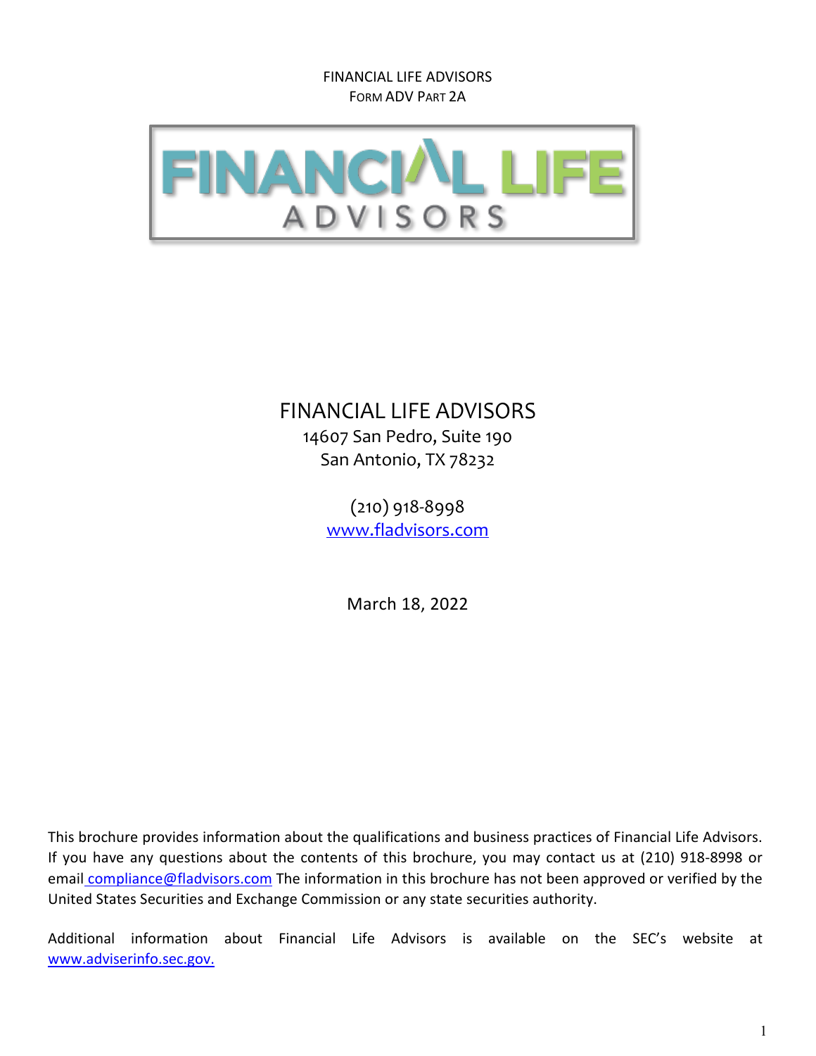FINANCIAL LIFE ADVISORS
FORM ADV PART 2A

# FINANCIAL LIFE ADVISORS

14607 San Pedro, Suite 190
San Antonio, TX 78232

(210) 918-8998
www.fladvisors.com

March 18, 2022

This brochure provides information about the qualifications and business practices of Financial Life Advisors. If you have any questions about the contents of this brochure, you may contact us at (210) 918-8998 or email compliance@fladvisors.com The information in this brochure has not been approved or verified by the United States Securities and Exchange Commission or any state securities authority.

Additional information about Financial Life Advisors is available on the SEC's website at www.adviserinfo.sec.gov.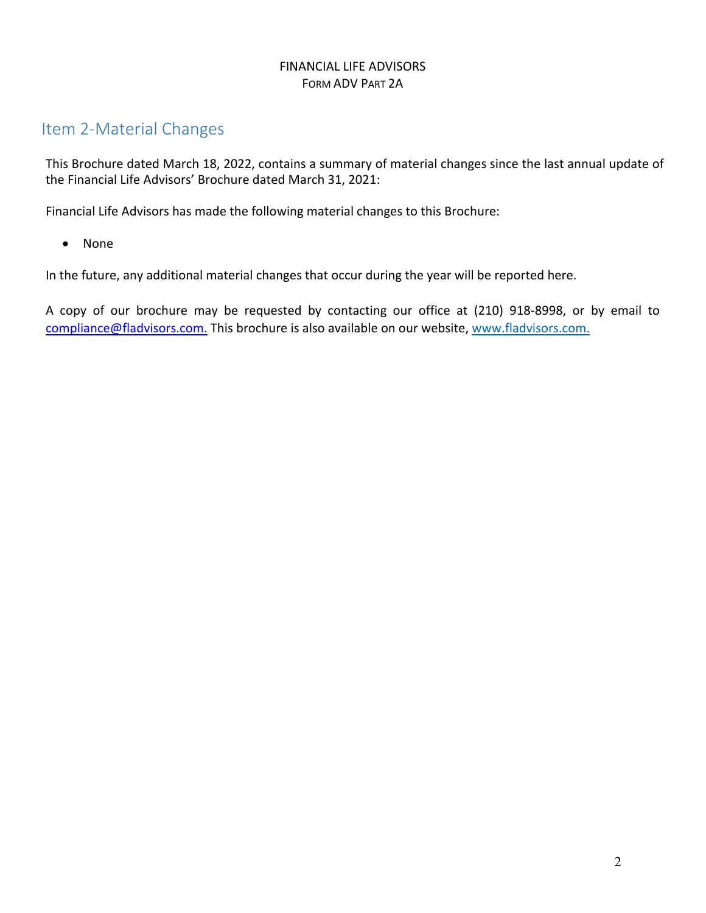## Item 2-Material Changes

This Brochure dated March 18, 2022, contains a summary of material changes since the last annual update of the Financial Life Advisors' Brochure dated March 31, 2021:

Financial Life Advisors has made the following material changes to this Brochure:

- None

In the future, any additional material changes that occur during the year will be reported here.

A copy of our brochure may be requested by contacting our office at (210) 918-8998, or by email to compliance@fladvisors.com. This brochure is also available on our website, www.fladvisors.com.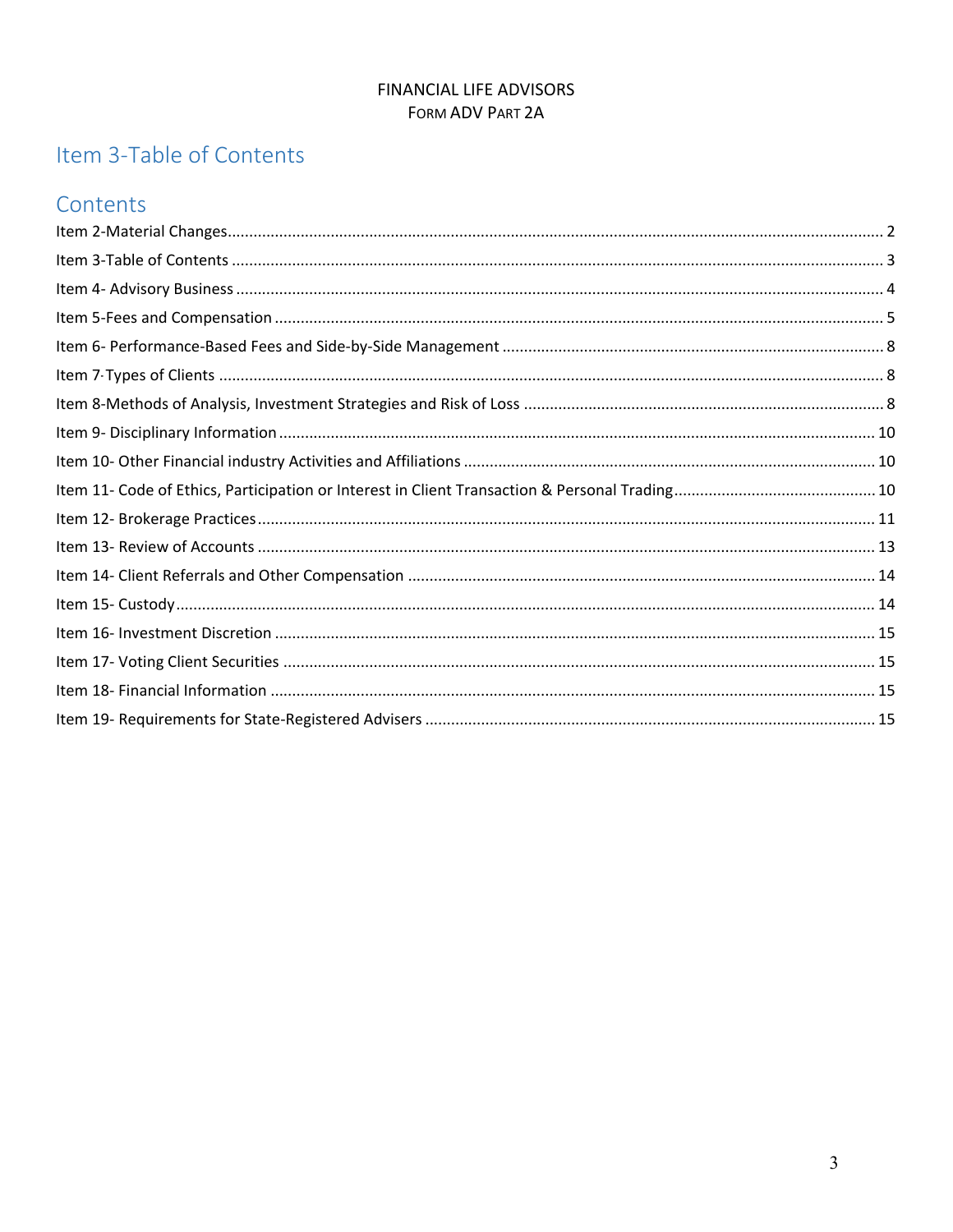# Item 3-Table of Contents

## Contents

Item 2-Material Changes ..... 2
Item 3-Table of Contents ..... 3
Item 4- Advisory Business ..... 4
Item 5-Fees and Compensation ..... 5
Item 6- Performance-Based Fees and Side-by-Side Management ..... 8
Item 7-Types of Clients ..... 8
Item 8-Methods of Analysis, Investment Strategies and Risk of Loss ..... 8
Item 9- Disciplinary Information ..... 10
Item 10- Other Financial industry Activities and Affiliations ..... 10
Item 11- Code of Ethics, Participation or Interest in Client Transaction & Personal Trading ..... 10
Item 12- Brokerage Practices ..... 11
Item 13- Review of Accounts ..... 13
Item 14- Client Referrals and Other Compensation ..... 14
Item 15- Custody ..... 14
Item 16- Investment Discretion ..... 15
Item 17- Voting Client Securities ..... 15
Item 18- Financial Information ..... 15
Item 19- Requirements for State-Registered Advisers ..... 15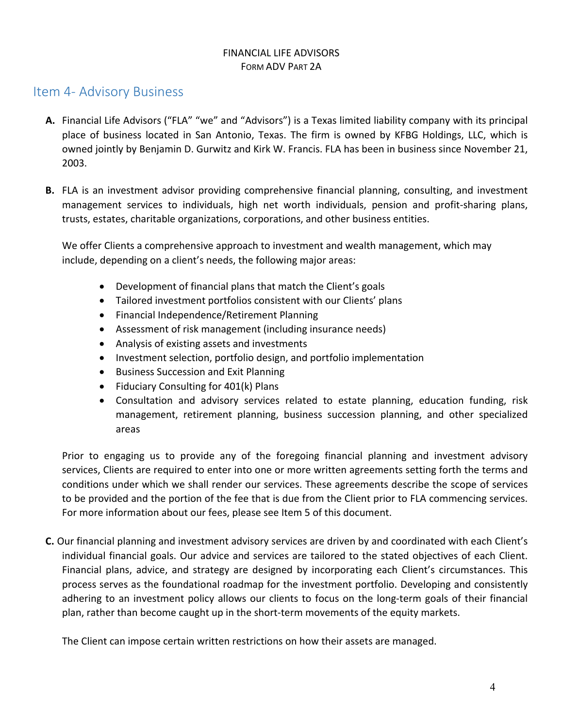## Item 4- Advisory Business

**A.** Financial Life Advisors ("FLA" "we" and "Advisors") is a Texas limited liability company with its principal place of business located in San Antonio, Texas. The firm is owned by KFBG Holdings, LLC, which is owned jointly by Benjamin D. Gurwitz and Kirk W. Francis. FLA has been in business since November 21, 2003.

**B.** FLA is an investment advisor providing comprehensive financial planning, consulting, and investment management services to individuals, high net worth individuals, pension and profit-sharing plans, trusts, estates, charitable organizations, corporations, and other business entities.

We offer Clients a comprehensive approach to investment and wealth management, which may include, depending on a client's needs, the following major areas:

- Development of financial plans that match the Client's goals
- Tailored investment portfolios consistent with our Clients' plans
- Financial Independence/Retirement Planning
- Assessment of risk management (including insurance needs)
- Analysis of existing assets and investments
- Investment selection, portfolio design, and portfolio implementation
- Business Succession and Exit Planning
- Fiduciary Consulting for 401(k) Plans
- Consultation and advisory services related to estate planning, education funding, risk management, retirement planning, business succession planning, and other specialized areas

Prior to engaging us to provide any of the foregoing financial planning and investment advisory services, Clients are required to enter into one or more written agreements setting forth the terms and conditions under which we shall render our services. These agreements describe the scope of services to be provided and the portion of the fee that is due from the Client prior to FLA commencing services. For more information about our fees, please see Item 5 of this document.

**C.** Our financial planning and investment advisory services are driven by and coordinated with each Client's individual financial goals. Our advice and services are tailored to the stated objectives of each Client. Financial plans, advice, and strategy are designed by incorporating each Client's circumstances. This process serves as the foundational roadmap for the investment portfolio. Developing and consistently adhering to an investment policy allows our clients to focus on the long-term goals of their financial plan, rather than become caught up in the short-term movements of the equity markets.

The Client can impose certain written restrictions on how their assets are managed.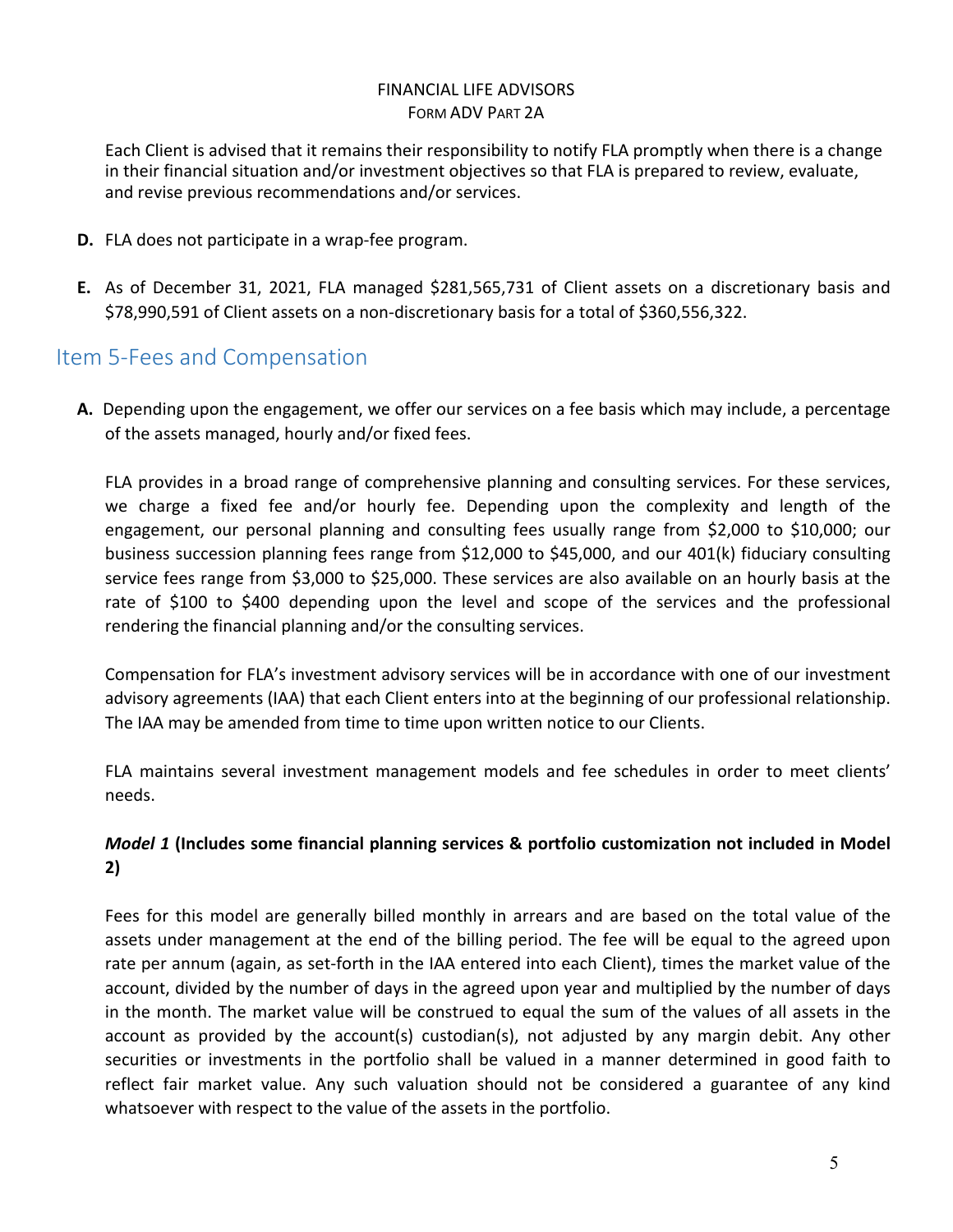Each Client is advised that it remains their responsibility to notify FLA promptly when there is a change in their financial situation and/or investment objectives so that FLA is prepared to review, evaluate, and revise previous recommendations and/or services.

**D.** FLA does not participate in a wrap-fee program.

**E.** As of December 31, 2021, FLA managed $281,565,731 of Client assets on a discretionary basis and $78,990,591 of Client assets on a non-discretionary basis for a total of $360,556,322.

## Item 5-Fees and Compensation

**A.** Depending upon the engagement, we offer our services on a fee basis which may include, a percentage of the assets managed, hourly and/or fixed fees.

FLA provides in a broad range of comprehensive planning and consulting services. For these services, we charge a fixed fee and/or hourly fee. Depending upon the complexity and length of the engagement, our personal planning and consulting fees usually range from $2,000 to $10,000; our business succession planning fees range from $12,000 to $45,000, and our 401(k) fiduciary consulting service fees range from $3,000 to $25,000. These services are also available on an hourly basis at the rate of $100 to $400 depending upon the level and scope of the services and the professional rendering the financial planning and/or the consulting services.

Compensation for FLA's investment advisory services will be in accordance with one of our investment advisory agreements (IAA) that each Client enters into at the beginning of our professional relationship. The IAA may be amended from time to time upon written notice to our Clients.

FLA maintains several investment management models and fee schedules in order to meet clients' needs.

***Model 1* (Includes some financial planning services & portfolio customization not included in Model 2)**

Fees for this model are generally billed monthly in arrears and are based on the total value of the assets under management at the end of the billing period. The fee will be equal to the agreed upon rate per annum (again, as set-forth in the IAA entered into each Client), times the market value of the account, divided by the number of days in the agreed upon year and multiplied by the number of days in the month. The market value will be construed to equal the sum of the values of all assets in the account as provided by the account(s) custodian(s), not adjusted by any margin debit. Any other securities or investments in the portfolio shall be valued in a manner determined in good faith to reflect fair market value. Any such valuation should not be considered a guarantee of any kind whatsoever with respect to the value of the assets in the portfolio.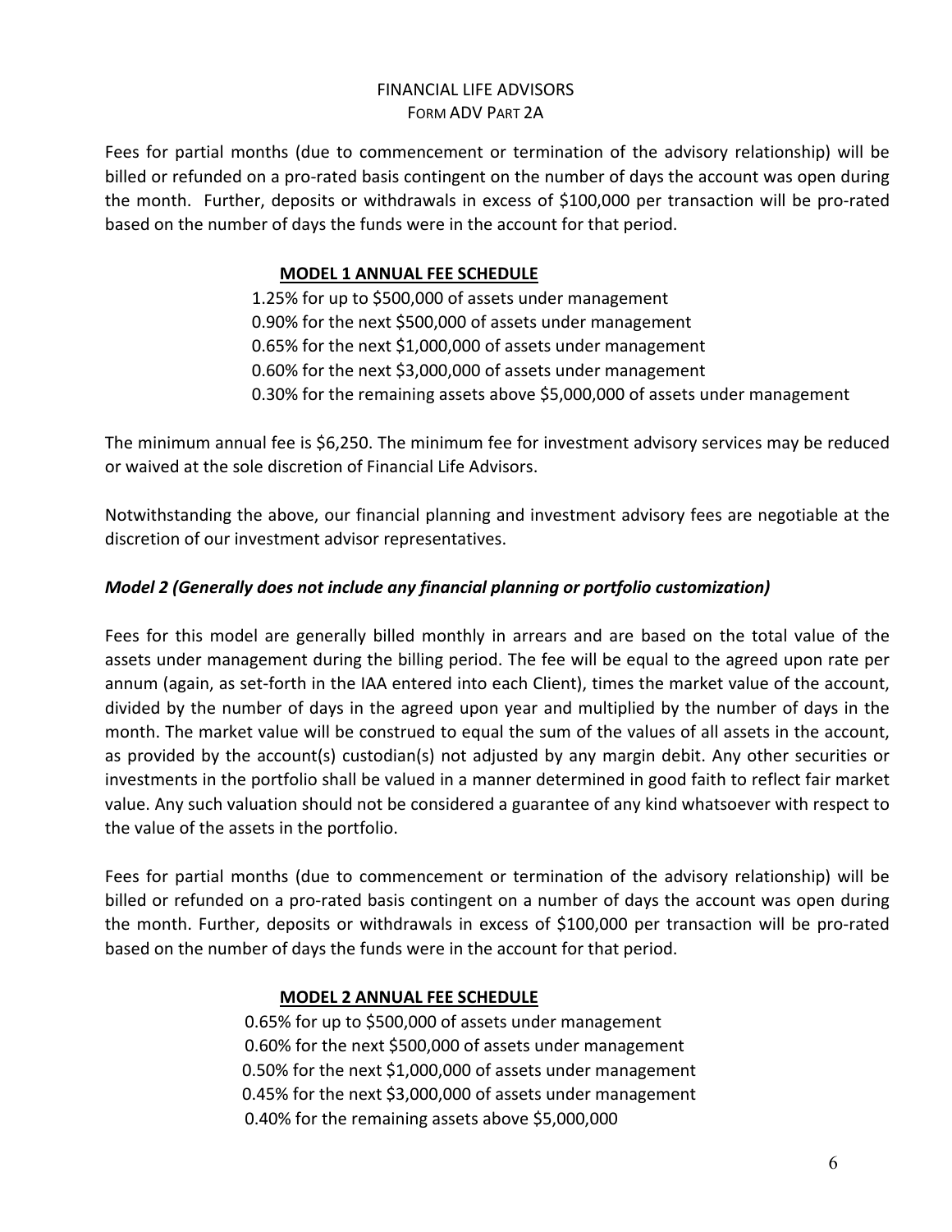Fees for partial months (due to commencement or termination of the advisory relationship) will be billed or refunded on a pro-rated basis contingent on the number of days the account was open during the month. Further, deposits or withdrawals in excess of $100,000 per transaction will be pro-rated based on the number of days the funds were in the account for that period.

**MODEL 1 ANNUAL FEE SCHEDULE**

1.25% for up to $500,000 of assets under management
0.90% for the next $500,000 of assets under management
0.65% for the next $1,000,000 of assets under management
0.60% for the next $3,000,000 of assets under management
0.30% for the remaining assets above $5,000,000 of assets under management

The minimum annual fee is $6,250. The minimum fee for investment advisory services may be reduced or waived at the sole discretion of Financial Life Advisors.

Notwithstanding the above, our financial planning and investment advisory fees are negotiable at the discretion of our investment advisor representatives.

***Model 2 (Generally does not include any financial planning or portfolio customization)***

Fees for this model are generally billed monthly in arrears and are based on the total value of the assets under management during the billing period. The fee will be equal to the agreed upon rate per annum (again, as set-forth in the IAA entered into each Client), times the market value of the account, divided by the number of days in the agreed upon year and multiplied by the number of days in the month. The market value will be construed to equal the sum of the values of all assets in the account, as provided by the account(s) custodian(s) not adjusted by any margin debit. Any other securities or investments in the portfolio shall be valued in a manner determined in good faith to reflect fair market value. Any such valuation should not be considered a guarantee of any kind whatsoever with respect to the value of the assets in the portfolio.

Fees for partial months (due to commencement or termination of the advisory relationship) will be billed or refunded on a pro-rated basis contingent on a number of days the account was open during the month. Further, deposits or withdrawals in excess of $100,000 per transaction will be pro-rated based on the number of days the funds were in the account for that period.

**MODEL 2 ANNUAL FEE SCHEDULE**

0.65% for up to $500,000 of assets under management
0.60% for the next $500,000 of assets under management
0.50% for the next $1,000,000 of assets under management
0.45% for the next $3,000,000 of assets under management
0.40% for the remaining assets above $5,000,000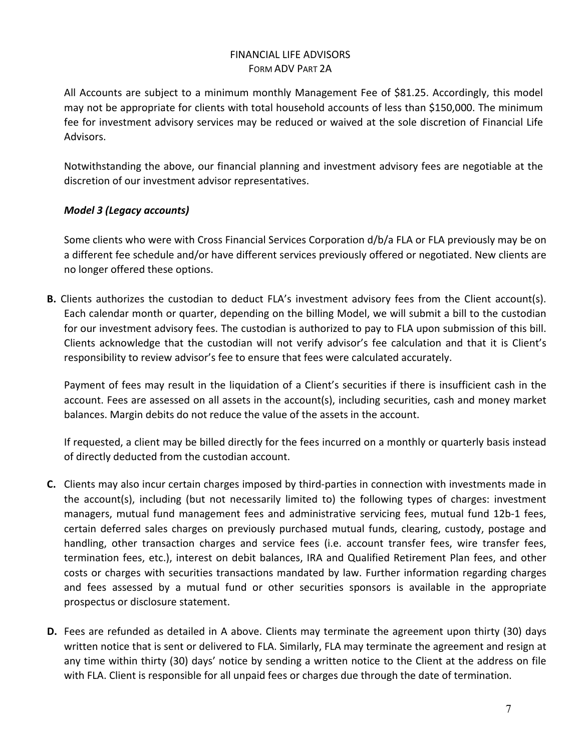All Accounts are subject to a minimum monthly Management Fee of $81.25. Accordingly, this model may not be appropriate for clients with total household accounts of less than $150,000. The minimum fee for investment advisory services may be reduced or waived at the sole discretion of Financial Life Advisors.

Notwithstanding the above, our financial planning and investment advisory fees are negotiable at the discretion of our investment advisor representatives.

***Model 3 (Legacy accounts)***

Some clients who were with Cross Financial Services Corporation d/b/a FLA or FLA previously may be on a different fee schedule and/or have different services previously offered or negotiated. New clients are no longer offered these options.

**B.** Clients authorizes the custodian to deduct FLA's investment advisory fees from the Client account(s). Each calendar month or quarter, depending on the billing Model, we will submit a bill to the custodian for our investment advisory fees. The custodian is authorized to pay to FLA upon submission of this bill. Clients acknowledge that the custodian will not verify advisor's fee calculation and that it is Client's responsibility to review advisor's fee to ensure that fees were calculated accurately.

Payment of fees may result in the liquidation of a Client's securities if there is insufficient cash in the account. Fees are assessed on all assets in the account(s), including securities, cash and money market balances. Margin debits do not reduce the value of the assets in the account.

If requested, a client may be billed directly for the fees incurred on a monthly or quarterly basis instead of directly deducted from the custodian account.

**C.** Clients may also incur certain charges imposed by third-parties in connection with investments made in the account(s), including (but not necessarily limited to) the following types of charges: investment managers, mutual fund management fees and administrative servicing fees, mutual fund 12b-1 fees, certain deferred sales charges on previously purchased mutual funds, clearing, custody, postage and handling, other transaction charges and service fees (i.e. account transfer fees, wire transfer fees, termination fees, etc.), interest on debit balances, IRA and Qualified Retirement Plan fees, and other costs or charges with securities transactions mandated by law. Further information regarding charges and fees assessed by a mutual fund or other securities sponsors is available in the appropriate prospectus or disclosure statement.

**D.** Fees are refunded as detailed in A above. Clients may terminate the agreement upon thirty (30) days written notice that is sent or delivered to FLA. Similarly, FLA may terminate the agreement and resign at any time within thirty (30) days' notice by sending a written notice to the Client at the address on file with FLA. Client is responsible for all unpaid fees or charges due through the date of termination.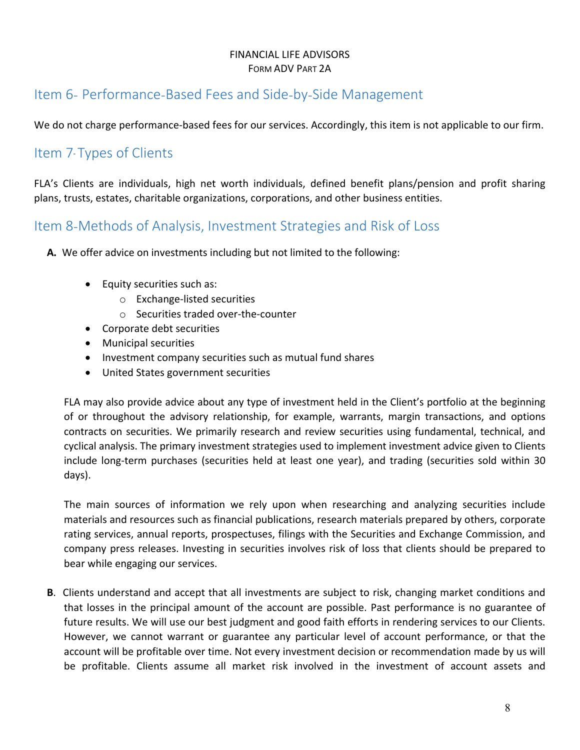## Item 6- Performance-Based Fees and Side-by-Side Management

We do not charge performance-based fees for our services. Accordingly, this item is not applicable to our firm.

## Item 7-Types of Clients

FLA's Clients are individuals, high net worth individuals, defined benefit plans/pension and profit sharing plans, trusts, estates, charitable organizations, corporations, and other business entities.

## Item 8-Methods of Analysis, Investment Strategies and Risk of Loss

**A.** We offer advice on investments including but not limited to the following:

- Equity securities such as:
  - Exchange-listed securities
  - Securities traded over-the-counter
- Corporate debt securities
- Municipal securities
- Investment company securities such as mutual fund shares
- United States government securities

FLA may also provide advice about any type of investment held in the Client's portfolio at the beginning of or throughout the advisory relationship, for example, warrants, margin transactions, and options contracts on securities. We primarily research and review securities using fundamental, technical, and cyclical analysis. The primary investment strategies used to implement investment advice given to Clients include long-term purchases (securities held at least one year), and trading (securities sold within 30 days).

The main sources of information we rely upon when researching and analyzing securities include materials and resources such as financial publications, research materials prepared by others, corporate rating services, annual reports, prospectuses, filings with the Securities and Exchange Commission, and company press releases. Investing in securities involves risk of loss that clients should be prepared to bear while engaging our services.

**B**. Clients understand and accept that all investments are subject to risk, changing market conditions and that losses in the principal amount of the account are possible. Past performance is no guarantee of future results. We will use our best judgment and good faith efforts in rendering services to our Clients. However, we cannot warrant or guarantee any particular level of account performance, or that the account will be profitable over time. Not every investment decision or recommendation made by us will be profitable. Clients assume all market risk involved in the investment of account assets and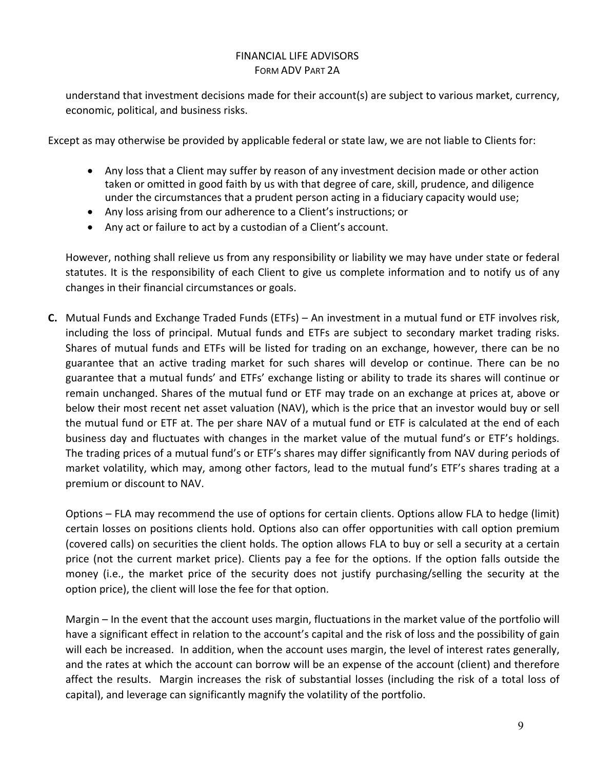understand that investment decisions made for their account(s) are subject to various market, currency, economic, political, and business risks.

Except as may otherwise be provided by applicable federal or state law, we are not liable to Clients for:

- Any loss that a Client may suffer by reason of any investment decision made or other action taken or omitted in good faith by us with that degree of care, skill, prudence, and diligence under the circumstances that a prudent person acting in a fiduciary capacity would use;
- Any loss arising from our adherence to a Client's instructions; or
- Any act or failure to act by a custodian of a Client's account.

However, nothing shall relieve us from any responsibility or liability we may have under state or federal statutes. It is the responsibility of each Client to give us complete information and to notify us of any changes in their financial circumstances or goals.

**C.** Mutual Funds and Exchange Traded Funds (ETFs) – An investment in a mutual fund or ETF involves risk, including the loss of principal. Mutual funds and ETFs are subject to secondary market trading risks. Shares of mutual funds and ETFs will be listed for trading on an exchange, however, there can be no guarantee that an active trading market for such shares will develop or continue. There can be no guarantee that a mutual funds' and ETFs' exchange listing or ability to trade its shares will continue or remain unchanged. Shares of the mutual fund or ETF may trade on an exchange at prices at, above or below their most recent net asset valuation (NAV), which is the price that an investor would buy or sell the mutual fund or ETF at. The per share NAV of a mutual fund or ETF is calculated at the end of each business day and fluctuates with changes in the market value of the mutual fund's or ETF's holdings. The trading prices of a mutual fund's or ETF's shares may differ significantly from NAV during periods of market volatility, which may, among other factors, lead to the mutual fund's ETF's shares trading at a premium or discount to NAV.

Options – FLA may recommend the use of options for certain clients. Options allow FLA to hedge (limit) certain losses on positions clients hold. Options also can offer opportunities with call option premium (covered calls) on securities the client holds. The option allows FLA to buy or sell a security at a certain price (not the current market price). Clients pay a fee for the options. If the option falls outside the money (i.e., the market price of the security does not justify purchasing/selling the security at the option price), the client will lose the fee for that option.

Margin – In the event that the account uses margin, fluctuations in the market value of the portfolio will have a significant effect in relation to the account's capital and the risk of loss and the possibility of gain will each be increased. In addition, when the account uses margin, the level of interest rates generally, and the rates at which the account can borrow will be an expense of the account (client) and therefore affect the results. Margin increases the risk of substantial losses (including the risk of a total loss of capital), and leverage can significantly magnify the volatility of the portfolio.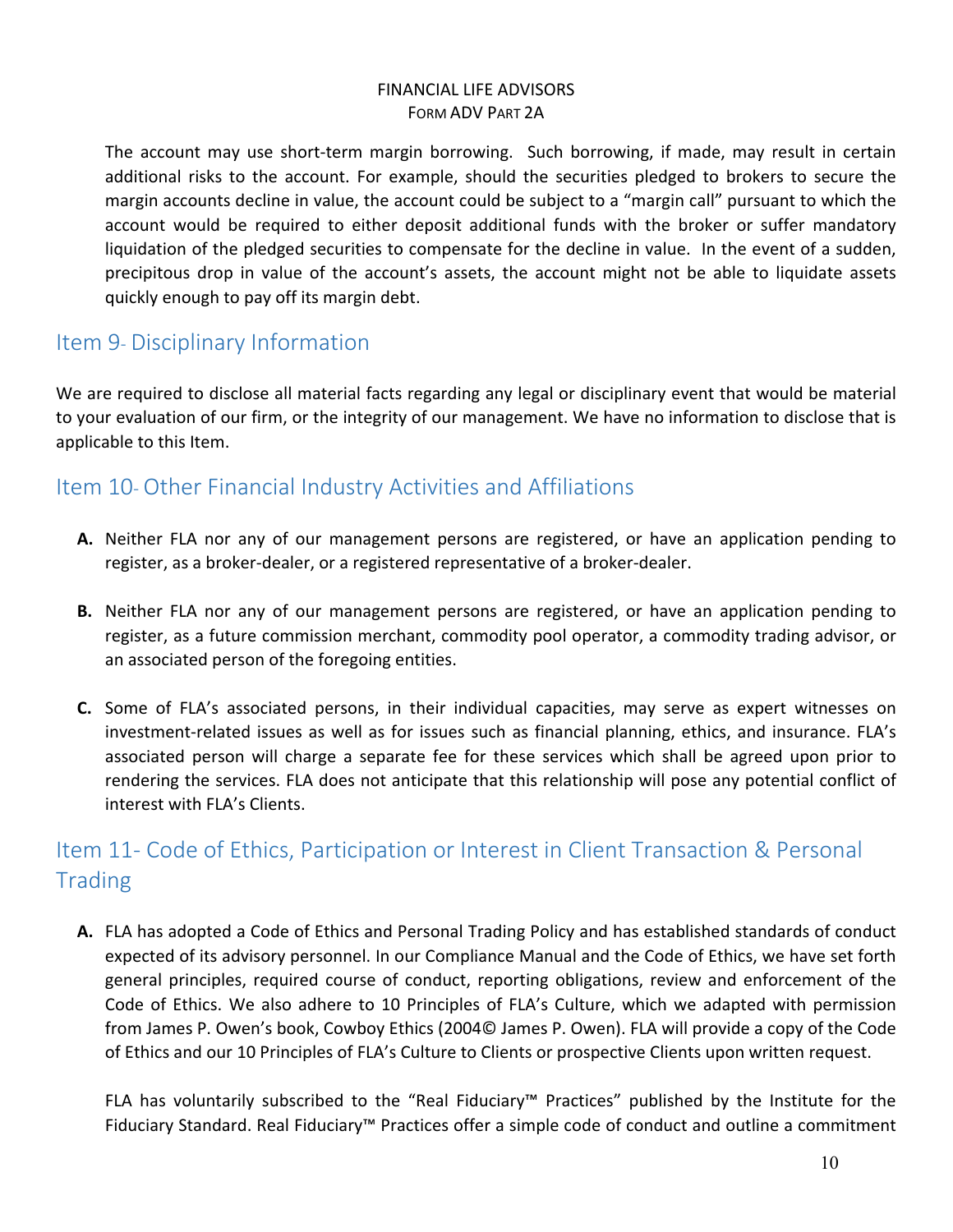The account may use short-term margin borrowing. Such borrowing, if made, may result in certain additional risks to the account. For example, should the securities pledged to brokers to secure the margin accounts decline in value, the account could be subject to a "margin call" pursuant to which the account would be required to either deposit additional funds with the broker or suffer mandatory liquidation of the pledged securities to compensate for the decline in value. In the event of a sudden, precipitous drop in value of the account's assets, the account might not be able to liquidate assets quickly enough to pay off its margin debt.

## Item 9- Disciplinary Information

We are required to disclose all material facts regarding any legal or disciplinary event that would be material to your evaluation of our firm, or the integrity of our management. We have no information to disclose that is applicable to this Item.

## Item 10- Other Financial Industry Activities and Affiliations

**A.** Neither FLA nor any of our management persons are registered, or have an application pending to register, as a broker-dealer, or a registered representative of a broker-dealer.

**B.** Neither FLA nor any of our management persons are registered, or have an application pending to register, as a future commission merchant, commodity pool operator, a commodity trading advisor, or an associated person of the foregoing entities.

**C.** Some of FLA's associated persons, in their individual capacities, may serve as expert witnesses on investment-related issues as well as for issues such as financial planning, ethics, and insurance. FLA's associated person will charge a separate fee for these services which shall be agreed upon prior to rendering the services. FLA does not anticipate that this relationship will pose any potential conflict of interest with FLA's Clients.

## Item 11- Code of Ethics, Participation or Interest in Client Transaction & Personal Trading

**A.** FLA has adopted a Code of Ethics and Personal Trading Policy and has established standards of conduct expected of its advisory personnel. In our Compliance Manual and the Code of Ethics, we have set forth general principles, required course of conduct, reporting obligations, review and enforcement of the Code of Ethics. We also adhere to 10 Principles of FLA's Culture, which we adapted with permission from James P. Owen's book, Cowboy Ethics (2004© James P. Owen). FLA will provide a copy of the Code of Ethics and our 10 Principles of FLA's Culture to Clients or prospective Clients upon written request.

FLA has voluntarily subscribed to the "Real Fiduciary™ Practices" published by the Institute for the Fiduciary Standard. Real Fiduciary™ Practices offer a simple code of conduct and outline a commitment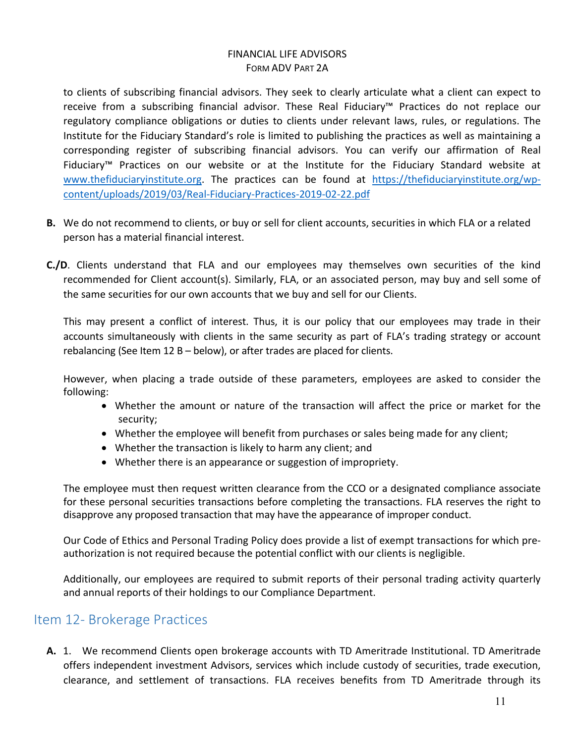to clients of subscribing financial advisors. They seek to clearly articulate what a client can expect to receive from a subscribing financial advisor. These Real Fiduciary™ Practices do not replace our regulatory compliance obligations or duties to clients under relevant laws, rules, or regulations. The Institute for the Fiduciary Standard's role is limited to publishing the practices as well as maintaining a corresponding register of subscribing financial advisors. You can verify our affirmation of Real Fiduciary™ Practices on our website or at the Institute for the Fiduciary Standard website at www.thefiduciaryinstitute.org. The practices can be found at https://thefiduciaryinstitute.org/wp-content/uploads/2019/03/Real-Fiduciary-Practices-2019-02-22.pdf

**B.** We do not recommend to clients, or buy or sell for client accounts, securities in which FLA or a related person has a material financial interest.

**C./D**. Clients understand that FLA and our employees may themselves own securities of the kind recommended for Client account(s). Similarly, FLA, or an associated person, may buy and sell some of the same securities for our own accounts that we buy and sell for our Clients.

This may present a conflict of interest. Thus, it is our policy that our employees may trade in their accounts simultaneously with clients in the same security as part of FLA's trading strategy or account rebalancing (See Item 12 B – below), or after trades are placed for clients.

However, when placing a trade outside of these parameters, employees are asked to consider the following:

- Whether the amount or nature of the transaction will affect the price or market for the security;
- Whether the employee will benefit from purchases or sales being made for any client;
- Whether the transaction is likely to harm any client; and
- Whether there is an appearance or suggestion of impropriety.

The employee must then request written clearance from the CCO or a designated compliance associate for these personal securities transactions before completing the transactions. FLA reserves the right to disapprove any proposed transaction that may have the appearance of improper conduct.

Our Code of Ethics and Personal Trading Policy does provide a list of exempt transactions for which pre-authorization is not required because the potential conflict with our clients is negligible.

Additionally, our employees are required to submit reports of their personal trading activity quarterly and annual reports of their holdings to our Compliance Department.

## Item 12- Brokerage Practices

**A.** 1. We recommend Clients open brokerage accounts with TD Ameritrade Institutional. TD Ameritrade offers independent investment Advisors, services which include custody of securities, trade execution, clearance, and settlement of transactions. FLA receives benefits from TD Ameritrade through its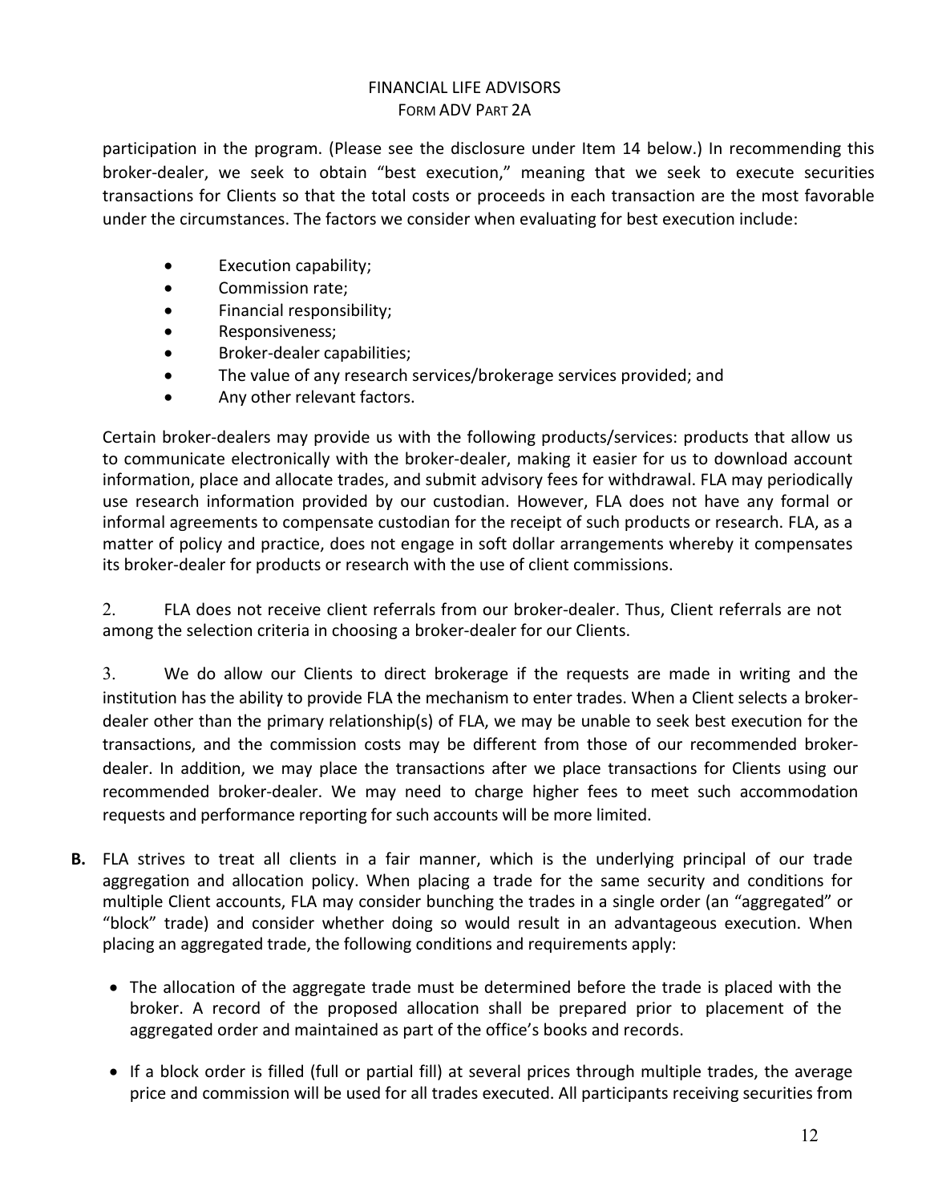participation in the program. (Please see the disclosure under Item 14 below.) In recommending this broker-dealer, we seek to obtain "best execution," meaning that we seek to execute securities transactions for Clients so that the total costs or proceeds in each transaction are the most favorable under the circumstances. The factors we consider when evaluating for best execution include:

- Execution capability;
- Commission rate;
- Financial responsibility;
- Responsiveness;
- Broker-dealer capabilities;
- The value of any research services/brokerage services provided; and
- Any other relevant factors.

Certain broker-dealers may provide us with the following products/services: products that allow us to communicate electronically with the broker-dealer, making it easier for us to download account information, place and allocate trades, and submit advisory fees for withdrawal. FLA may periodically use research information provided by our custodian. However, FLA does not have any formal or informal agreements to compensate custodian for the receipt of such products or research. FLA, as a matter of policy and practice, does not engage in soft dollar arrangements whereby it compensates its broker-dealer for products or research with the use of client commissions.

2. FLA does not receive client referrals from our broker-dealer. Thus, Client referrals are not among the selection criteria in choosing a broker-dealer for our Clients.

3. We do allow our Clients to direct brokerage if the requests are made in writing and the institution has the ability to provide FLA the mechanism to enter trades. When a Client selects a broker-dealer other than the primary relationship(s) of FLA, we may be unable to seek best execution for the transactions, and the commission costs may be different from those of our recommended broker-dealer. In addition, we may place the transactions after we place transactions for Clients using our recommended broker-dealer. We may need to charge higher fees to meet such accommodation requests and performance reporting for such accounts will be more limited.

**B.** FLA strives to treat all clients in a fair manner, which is the underlying principal of our trade aggregation and allocation policy. When placing a trade for the same security and conditions for multiple Client accounts, FLA may consider bunching the trades in a single order (an "aggregated" or "block" trade) and consider whether doing so would result in an advantageous execution. When placing an aggregated trade, the following conditions and requirements apply:

- The allocation of the aggregate trade must be determined before the trade is placed with the broker. A record of the proposed allocation shall be prepared prior to placement of the aggregated order and maintained as part of the office's books and records.
- If a block order is filled (full or partial fill) at several prices through multiple trades, the average price and commission will be used for all trades executed. All participants receiving securities from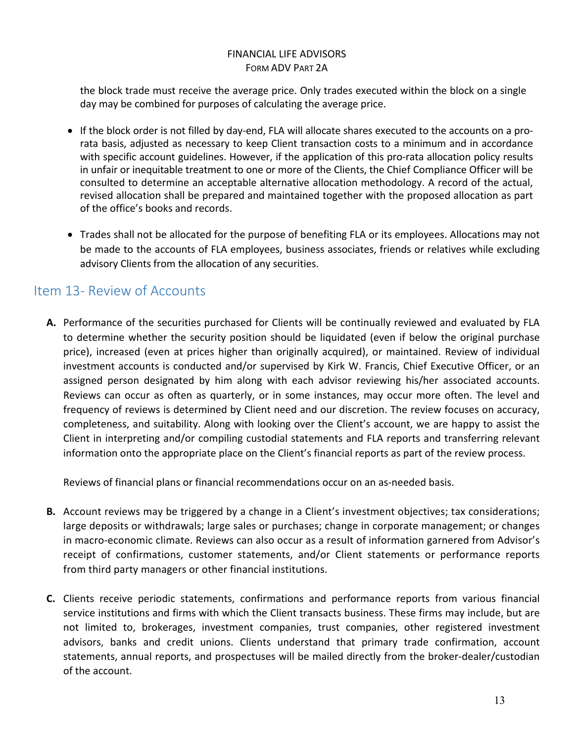the block trade must receive the average price. Only trades executed within the block on a single day may be combined for purposes of calculating the average price.

- If the block order is not filled by day-end, FLA will allocate shares executed to the accounts on a pro-rata basis, adjusted as necessary to keep Client transaction costs to a minimum and in accordance with specific account guidelines. However, if the application of this pro-rata allocation policy results in unfair or inequitable treatment to one or more of the Clients, the Chief Compliance Officer will be consulted to determine an acceptable alternative allocation methodology. A record of the actual, revised allocation shall be prepared and maintained together with the proposed allocation as part of the office's books and records.

- Trades shall not be allocated for the purpose of benefiting FLA or its employees. Allocations may not be made to the accounts of FLA employees, business associates, friends or relatives while excluding advisory Clients from the allocation of any securities.

## Item 13- Review of Accounts

**A.** Performance of the securities purchased for Clients will be continually reviewed and evaluated by FLA to determine whether the security position should be liquidated (even if below the original purchase price), increased (even at prices higher than originally acquired), or maintained. Review of individual investment accounts is conducted and/or supervised by Kirk W. Francis, Chief Executive Officer, or an assigned person designated by him along with each advisor reviewing his/her associated accounts. Reviews can occur as often as quarterly, or in some instances, may occur more often. The level and frequency of reviews is determined by Client need and our discretion. The review focuses on accuracy, completeness, and suitability. Along with looking over the Client's account, we are happy to assist the Client in interpreting and/or compiling custodial statements and FLA reports and transferring relevant information onto the appropriate place on the Client's financial reports as part of the review process.

Reviews of financial plans or financial recommendations occur on an as-needed basis.

**B.** Account reviews may be triggered by a change in a Client's investment objectives; tax considerations; large deposits or withdrawals; large sales or purchases; change in corporate management; or changes in macro-economic climate. Reviews can also occur as a result of information garnered from Advisor's receipt of confirmations, customer statements, and/or Client statements or performance reports from third party managers or other financial institutions.

**C.** Clients receive periodic statements, confirmations and performance reports from various financial service institutions and firms with which the Client transacts business. These firms may include, but are not limited to, brokerages, investment companies, trust companies, other registered investment advisors, banks and credit unions. Clients understand that primary trade confirmation, account statements, annual reports, and prospectuses will be mailed directly from the broker-dealer/custodian of the account.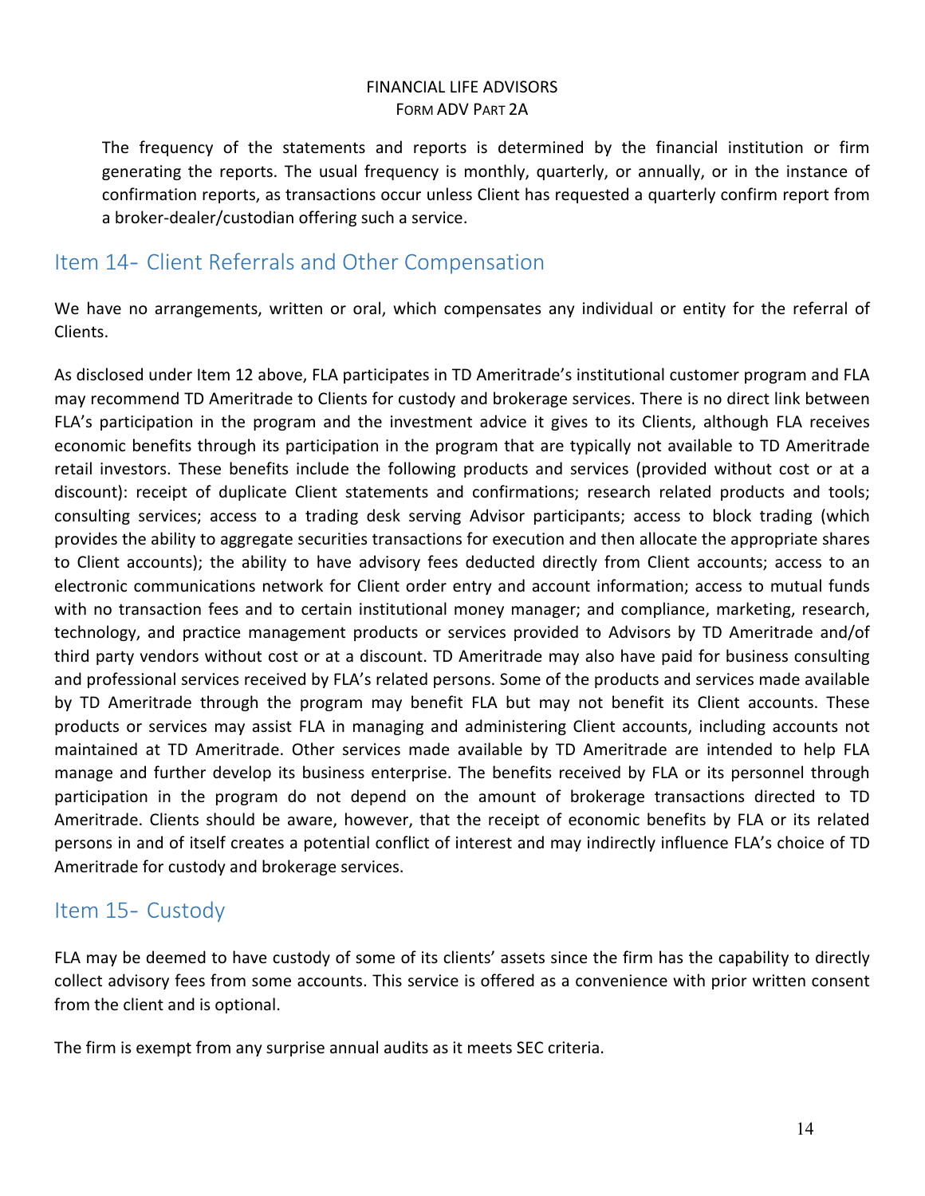The frequency of the statements and reports is determined by the financial institution or firm generating the reports. The usual frequency is monthly, quarterly, or annually, or in the instance of confirmation reports, as transactions occur unless Client has requested a quarterly confirm report from a broker-dealer/custodian offering such a service.

## Item 14- Client Referrals and Other Compensation

We have no arrangements, written or oral, which compensates any individual or entity for the referral of Clients.

As disclosed under Item 12 above, FLA participates in TD Ameritrade's institutional customer program and FLA may recommend TD Ameritrade to Clients for custody and brokerage services. There is no direct link between FLA's participation in the program and the investment advice it gives to its Clients, although FLA receives economic benefits through its participation in the program that are typically not available to TD Ameritrade retail investors. These benefits include the following products and services (provided without cost or at a discount): receipt of duplicate Client statements and confirmations; research related products and tools; consulting services; access to a trading desk serving Advisor participants; access to block trading (which provides the ability to aggregate securities transactions for execution and then allocate the appropriate shares to Client accounts); the ability to have advisory fees deducted directly from Client accounts; access to an electronic communications network for Client order entry and account information; access to mutual funds with no transaction fees and to certain institutional money manager; and compliance, marketing, research, technology, and practice management products or services provided to Advisors by TD Ameritrade and/of third party vendors without cost or at a discount. TD Ameritrade may also have paid for business consulting and professional services received by FLA's related persons. Some of the products and services made available by TD Ameritrade through the program may benefit FLA but may not benefit its Client accounts. These products or services may assist FLA in managing and administering Client accounts, including accounts not maintained at TD Ameritrade. Other services made available by TD Ameritrade are intended to help FLA manage and further develop its business enterprise. The benefits received by FLA or its personnel through participation in the program do not depend on the amount of brokerage transactions directed to TD Ameritrade. Clients should be aware, however, that the receipt of economic benefits by FLA or its related persons in and of itself creates a potential conflict of interest and may indirectly influence FLA's choice of TD Ameritrade for custody and brokerage services.

## Item 15- Custody

FLA may be deemed to have custody of some of its clients' assets since the firm has the capability to directly collect advisory fees from some accounts. This service is offered as a convenience with prior written consent from the client and is optional.

The firm is exempt from any surprise annual audits as it meets SEC criteria.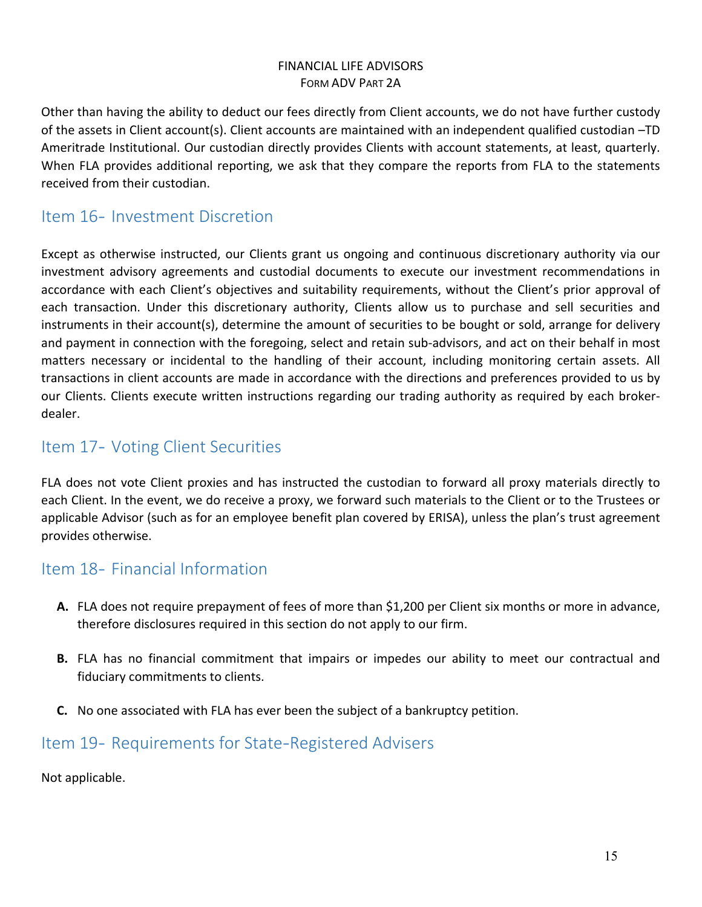Other than having the ability to deduct our fees directly from Client accounts, we do not have further custody of the assets in Client account(s). Client accounts are maintained with an independent qualified custodian –TD Ameritrade Institutional. Our custodian directly provides Clients with account statements, at least, quarterly. When FLA provides additional reporting, we ask that they compare the reports from FLA to the statements received from their custodian.

## Item 16- Investment Discretion

Except as otherwise instructed, our Clients grant us ongoing and continuous discretionary authority via our investment advisory agreements and custodial documents to execute our investment recommendations in accordance with each Client's objectives and suitability requirements, without the Client's prior approval of each transaction. Under this discretionary authority, Clients allow us to purchase and sell securities and instruments in their account(s), determine the amount of securities to be bought or sold, arrange for delivery and payment in connection with the foregoing, select and retain sub-advisors, and act on their behalf in most matters necessary or incidental to the handling of their account, including monitoring certain assets. All transactions in client accounts are made in accordance with the directions and preferences provided to us by our Clients. Clients execute written instructions regarding our trading authority as required by each broker-dealer.

## Item 17- Voting Client Securities

FLA does not vote Client proxies and has instructed the custodian to forward all proxy materials directly to each Client. In the event, we do receive a proxy, we forward such materials to the Client or to the Trustees or applicable Advisor (such as for an employee benefit plan covered by ERISA), unless the plan's trust agreement provides otherwise.

## Item 18- Financial Information

**A.** FLA does not require prepayment of fees of more than $1,200 per Client six months or more in advance, therefore disclosures required in this section do not apply to our firm.

**B.** FLA has no financial commitment that impairs or impedes our ability to meet our contractual and fiduciary commitments to clients.

**C.** No one associated with FLA has ever been the subject of a bankruptcy petition.

## Item 19- Requirements for State-Registered Advisers

Not applicable.